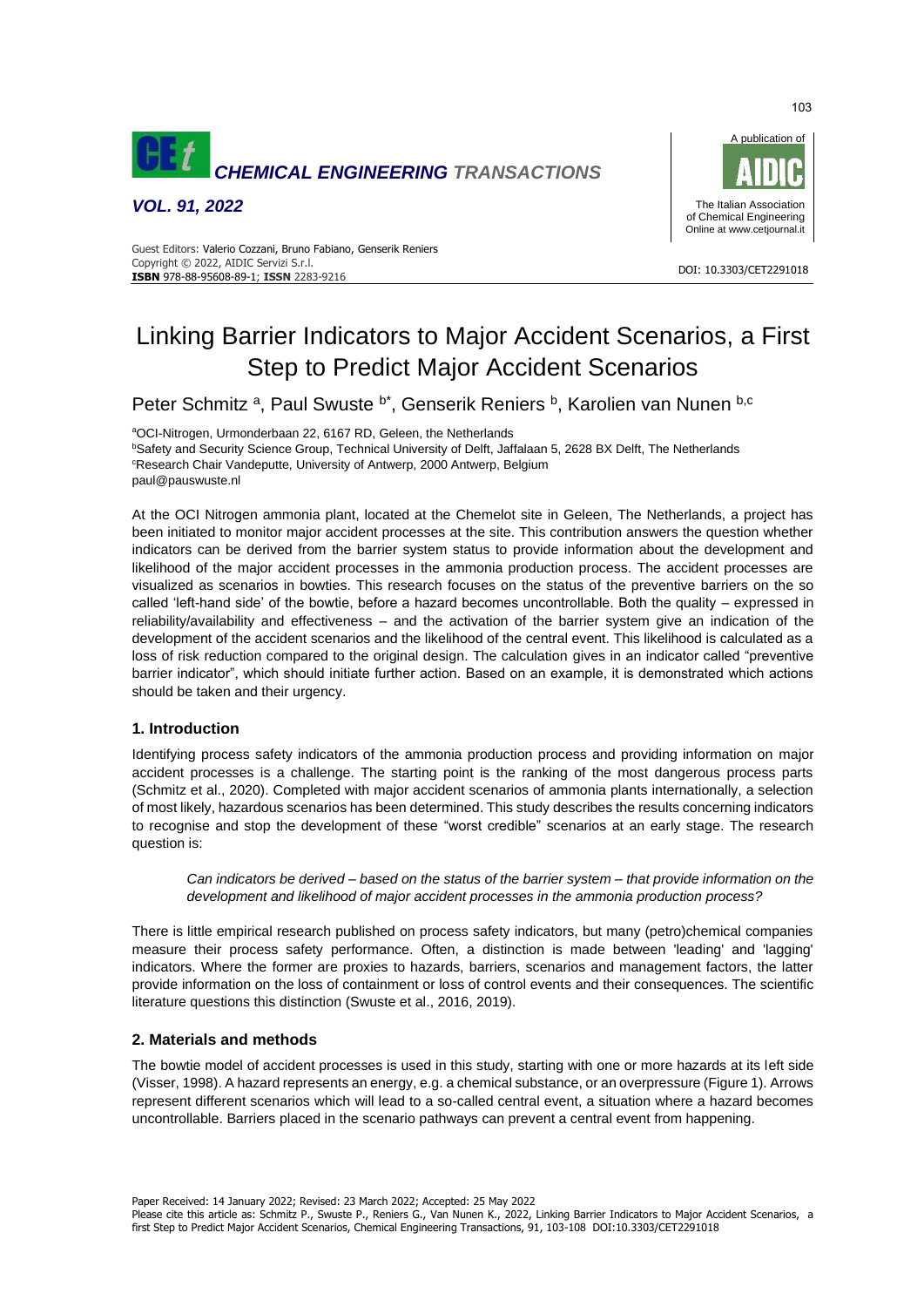# Linking Barrier Indicators to Major Accident Scenarios, a First Step to Predict Major Accident Scenarios

Peter Schmitz [a], Paul Swuste [b*], Genserik Reniers [b], Karolien van Nunen [b,c]

[a]OCI-Nitrogen, Urmonderbaan 22, 6167 RD, Geleen, the Netherlands
[b]Safety and Security Science Group, Technical University of Delft, Jaffalaan 5, 2628 BX Delft, The Netherlands
[c]Research Chair Vandeputte, University of Antwerp, 2000 Antwerp, Belgium
paul@pauswuste.nl

At the OCI Nitrogen ammonia plant, located at the Chemelot site in Geleen, The Netherlands, a project has been initiated to monitor major accident processes at the site. This contribution answers the question whether indicators can be derived from the barrier system status to provide information about the development and likelihood of the major accident processes in the ammonia production process. The accident processes are visualized as scenarios in bowties. This research focuses on the status of the preventive barriers on the so called 'left-hand side' of the bowtie, before a hazard becomes uncontrollable. Both the quality – expressed in reliability/availability and effectiveness – and the activation of the barrier system give an indication of the development of the accident scenarios and the likelihood of the central event. This likelihood is calculated as a loss of risk reduction compared to the original design. The calculation gives in an indicator called "preventive barrier indicator", which should initiate further action. Based on an example, it is demonstrated which actions should be taken and their urgency.

## 1. Introduction

Identifying process safety indicators of the ammonia production process and providing information on major accident processes is a challenge. The starting point is the ranking of the most dangerous process parts (Schmitz et al., 2020). Completed with major accident scenarios of ammonia plants internationally, a selection of most likely, hazardous scenarios has been determined. This study describes the results concerning indicators to recognise and stop the development of these "worst credible" scenarios at an early stage. The research question is:

> *Can indicators be derived – based on the status of the barrier system – that provide information on the development and likelihood of major accident processes in the ammonia production process?*

There is little empirical research published on process safety indicators, but many (petro)chemical companies measure their process safety performance. Often, a distinction is made between 'leading' and 'lagging' indicators. Where the former are proxies to hazards, barriers, scenarios and management factors, the latter provide information on the loss of containment or loss of control events and their consequences. The scientific literature questions this distinction (Swuste et al., 2016, 2019).

## 2. Materials and methods

The bowtie model of accident processes is used in this study, starting with one or more hazards at its left side (Visser, 1998). A hazard represents an energy, e.g. a chemical substance, or an overpressure (Figure 1). Arrows represent different scenarios which will lead to a so-called central event, a situation where a hazard becomes uncontrollable. Barriers placed in the scenario pathways can prevent a central event from happening.

Paper Received: 14 January 2022; Revised: 23 March 2022; Accepted: 25 May 2022
Please cite this article as: Schmitz P., Swuste P., Reniers G., Van Nunen K., 2022, Linking Barrier Indicators to Major Accident Scenarios, a first Step to Predict Major Accident Scenarios, Chemical Engineering Transactions, 91, 103-108 DOI:10.3303/CET2291018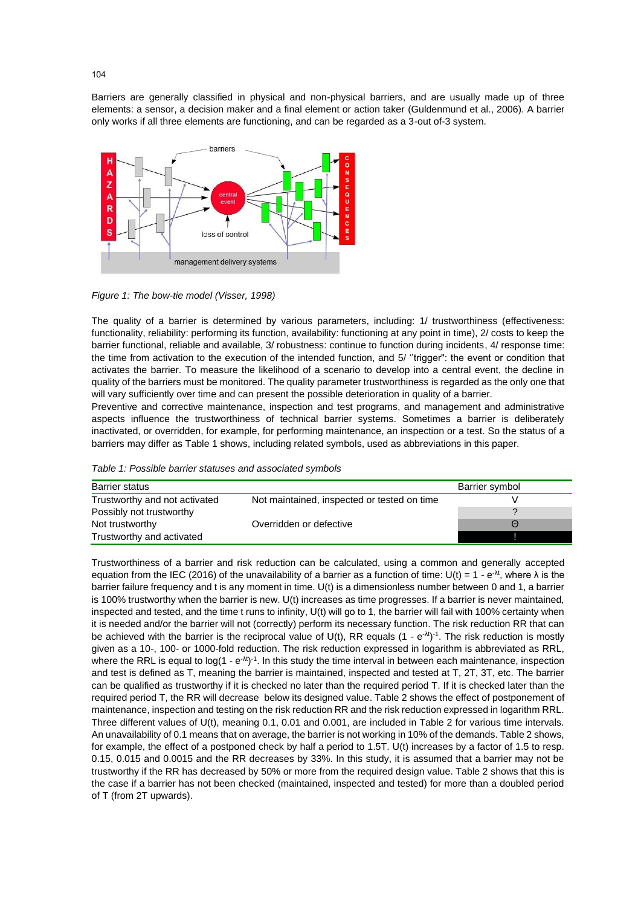Barriers are generally classified in physical and non-physical barriers, and are usually made up of three elements: a sensor, a decision maker and a final element or action taker (Guldenmund et al., 2006). A barrier only works if all three elements are functioning, and can be regarded as a 3-out of-3 system.

*Figure 1: The bow-tie model (Visser, 1998)*

The quality of a barrier is determined by various parameters, including: 1/ trustworthiness (effectiveness: functionality, reliability: performing its function, availability: functioning at any point in time), 2/ costs to keep the barrier functional, reliable and available, 3/ robustness: continue to function during incidents, 4/ response time: the time from activation to the execution of the intended function, and 5/ "trigger": the event or condition that activates the barrier. To measure the likelihood of a scenario to develop into a central event, the decline in quality of the barriers must be monitored. The quality parameter trustworthiness is regarded as the only one that will vary sufficiently over time and can present the possible deterioration in quality of a barrier.
Preventive and corrective maintenance, inspection and test programs, and management and administrative aspects influence the trustworthiness of technical barrier systems. Sometimes a barrier is deliberately inactivated, or overridden, for example, for performing maintenance, an inspection or a test. So the status of a barriers may differ as Table 1 shows, including related symbols, used as abbreviations in this paper.

*Table 1: Possible barrier statuses and associated symbols*

| Barrier status | | Barrier symbol |
|---|---|---|
| Trustworthy and not activated | Not maintained, inspected or tested on time | V |
| Possibly not trustworthy | | ? |
| Not trustworthy | Overridden or defective | Θ |
| Trustworthy and activated | | ! |

Trustworthiness of a barrier and risk reduction can be calculated, using a common and generally accepted equation from the IEC (2016) of the unavailability of a barrier as a function of time: $U(t) = 1 - e^{-\lambda t}$, where $\lambda$ is the barrier failure frequency and t is any moment in time. U(t) is a dimensionless number between 0 and 1, a barrier is 100% trustworthy when the barrier is new. U(t) increases as time progresses. If a barrier is never maintained, inspected and tested, and the time t runs to infinity, U(t) will go to 1, the barrier will fail with 100% certainty when it is needed and/or the barrier will not (correctly) perform its necessary function. The risk reduction RR that can be achieved with the barrier is the reciprocal value of U(t), RR equals $(1 - e^{-\lambda t})^{-1}$. The risk reduction is mostly given as a 10-, 100- or 1000-fold reduction. The risk reduction expressed in logarithm is abbreviated as RRL, where the RRL is equal to $\log(1 - e^{-\lambda t})^{-1}$. In this study the time interval in between each maintenance, inspection and test is defined as T, meaning the barrier is maintained, inspected and tested at T, 2T, 3T, etc. The barrier can be qualified as trustworthy if it is checked no later than the required period T. If it is checked later than the required period T, the RR will decrease below its designed value. Table 2 shows the effect of postponement of maintenance, inspection and testing on the risk reduction RR and the risk reduction expressed in logarithm RRL. Three different values of U(t), meaning 0.1, 0.01 and 0.001, are included in Table 2 for various time intervals. An unavailability of 0.1 means that on average, the barrier is not working in 10% of the demands. Table 2 shows, for example, the effect of a postponed check by half a period to 1.5T. U(t) increases by a factor of 1.5 to resp. 0.15, 0.015 and 0.0015 and the RR decreases by 33%. In this study, it is assumed that a barrier may not be trustworthy if the RR has decreased by 50% or more from the required design value. Table 2 shows that this is the case if a barrier has not been checked (maintained, inspected and tested) for more than a doubled period of T (from 2T upwards).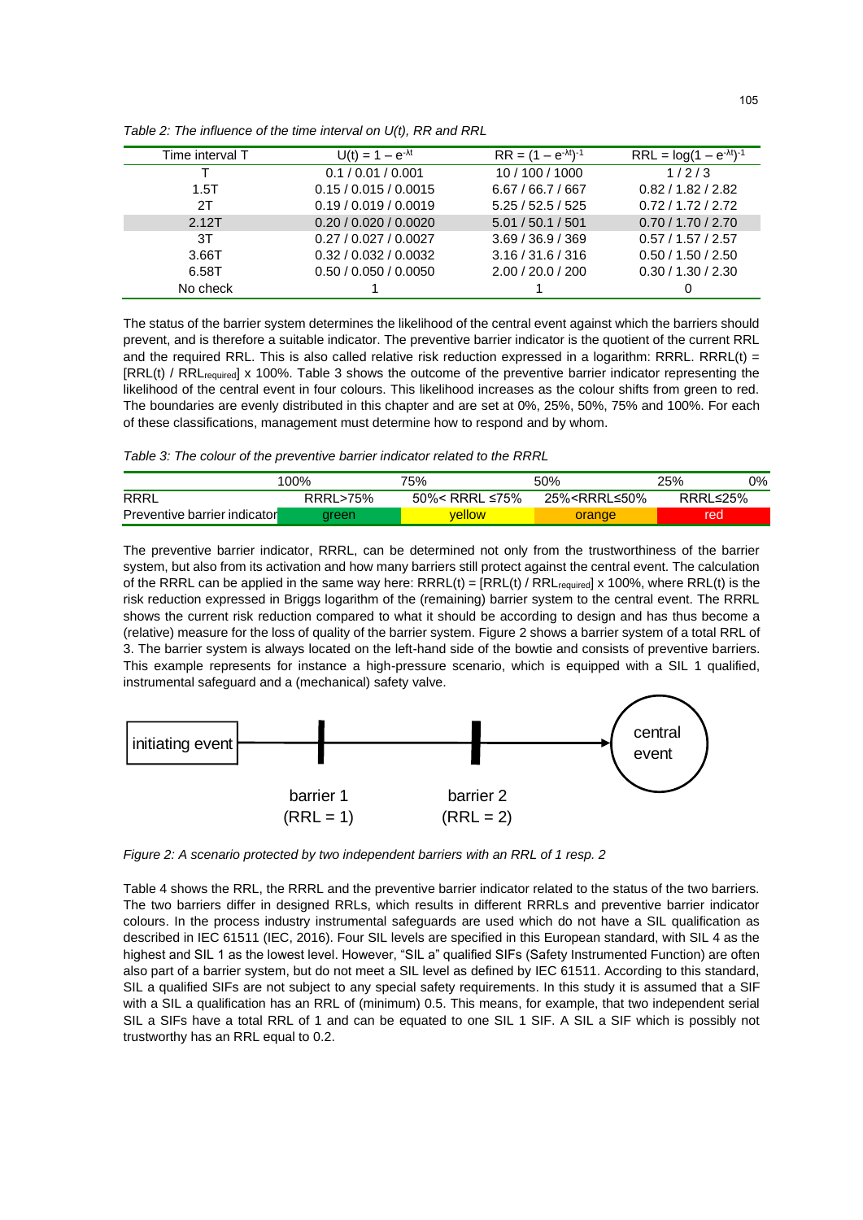*Table 2: The influence of the time interval on U(t), RR and RRL*

| Time interval T | $U(t) = 1 - e^{-\lambda t}$ | $RR = (1 - e^{-\lambda t})^{-1}$ | $RRL = \log(1 - e^{-\lambda t})^{-1}$ |
|---|---|---|---|
| T | 0.1 / 0.01 / 0.001 | 10 / 100 / 1000 | 1 / 2 / 3 |
| 1.5T | 0.15 / 0.015 / 0.0015 | 6.67 / 66.7 / 667 | 0.82 / 1.82 / 2.82 |
| 2T | 0.19 / 0.019 / 0.0019 | 5.25 / 52.5 / 525 | 0.72 / 1.72 / 2.72 |
| 2.12T | 0.20 / 0.020 / 0.0020 | 5.01 / 50.1 / 501 | 0.70 / 1.70 / 2.70 |
| 3T | 0.27 / 0.027 / 0.0027 | 3.69 / 36.9 / 369 | 0.57 / 1.57 / 2.57 |
| 3.66T | 0.32 / 0.032 / 0.0032 | 3.16 / 31.6 / 316 | 0.50 / 1.50 / 2.50 |
| 6.58T | 0.50 / 0.050 / 0.0050 | 2.00 / 20.0 / 200 | 0.30 / 1.30 / 2.30 |
| No check | 1 | 1 | 0 |

The status of the barrier system determines the likelihood of the central event against which the barriers should prevent, and is therefore a suitable indicator. The preventive barrier indicator is the quotient of the current RRL and the required RRL. This is also called relative risk reduction expressed in a logarithm: RRRL. $RRRL(t) = [RRL(t) / RRL_{required}] \times 100\%$. Table 3 shows the outcome of the preventive barrier indicator representing the likelihood of the central event in four colours. This likelihood increases as the colour shifts from green to red. The boundaries are evenly distributed in this chapter and are set at 0%, 25%, 50%, 75% and 100%. For each of these classifications, management must determine how to respond and by whom.

*Table 3: The colour of the preventive barrier indicator related to the RRRL*

| | 100% | 75% | 50% | 25%     0% |
|---|---|---|---|---|
| RRRL | RRRL>75% | 50%< RRRL ≤75% | 25%<RRRL≤50% | RRRL≤25% |
| Preventive barrier indicator | green | yellow | orange | red |

The preventive barrier indicator, RRRL, can be determined not only from the trustworthiness of the barrier system, but also from its activation and how many barriers still protect against the central event. The calculation of the RRRL can be applied in the same way here: $RRRL(t) = [RRL(t) / RRL_{required}] \times 100\%$, where RRL(t) is the risk reduction expressed in Briggs logarithm of the (remaining) barrier system to the central event. The RRRL shows the current risk reduction compared to what it should be according to design and has thus become a (relative) measure for the loss of quality of the barrier system. Figure 2 shows a barrier system of a total RRL of 3. The barrier system is always located on the left-hand side of the bowtie and consists of preventive barriers. This example represents for instance a high-pressure scenario, which is equipped with a SIL 1 qualified, instrumental safeguard and a (mechanical) safety valve.

*Figure 2: A scenario protected by two independent barriers with an RRL of 1 resp. 2*

Table 4 shows the RRL, the RRRL and the preventive barrier indicator related to the status of the two barriers. The two barriers differ in designed RRLs, which results in different RRRLs and preventive barrier indicator colours. In the process industry instrumental safeguards are used which do not have a SIL qualification as described in IEC 61511 (IEC, 2016). Four SIL levels are specified in this European standard, with SIL 4 as the highest and SIL 1 as the lowest level. However, "SIL a" qualified SIFs (Safety Instrumented Function) are often also part of a barrier system, but do not meet a SIL level as defined by IEC 61511. According to this standard, SIL a qualified SIFs are not subject to any special safety requirements. In this study it is assumed that a SIF with a SIL a qualification has an RRL of (minimum) 0.5. This means, for example, that two independent serial SIL a SIFs have a total RRL of 1 and can be equated to one SIL 1 SIF. A SIL a SIF which is possibly not trustworthy has an RRL equal to 0.2.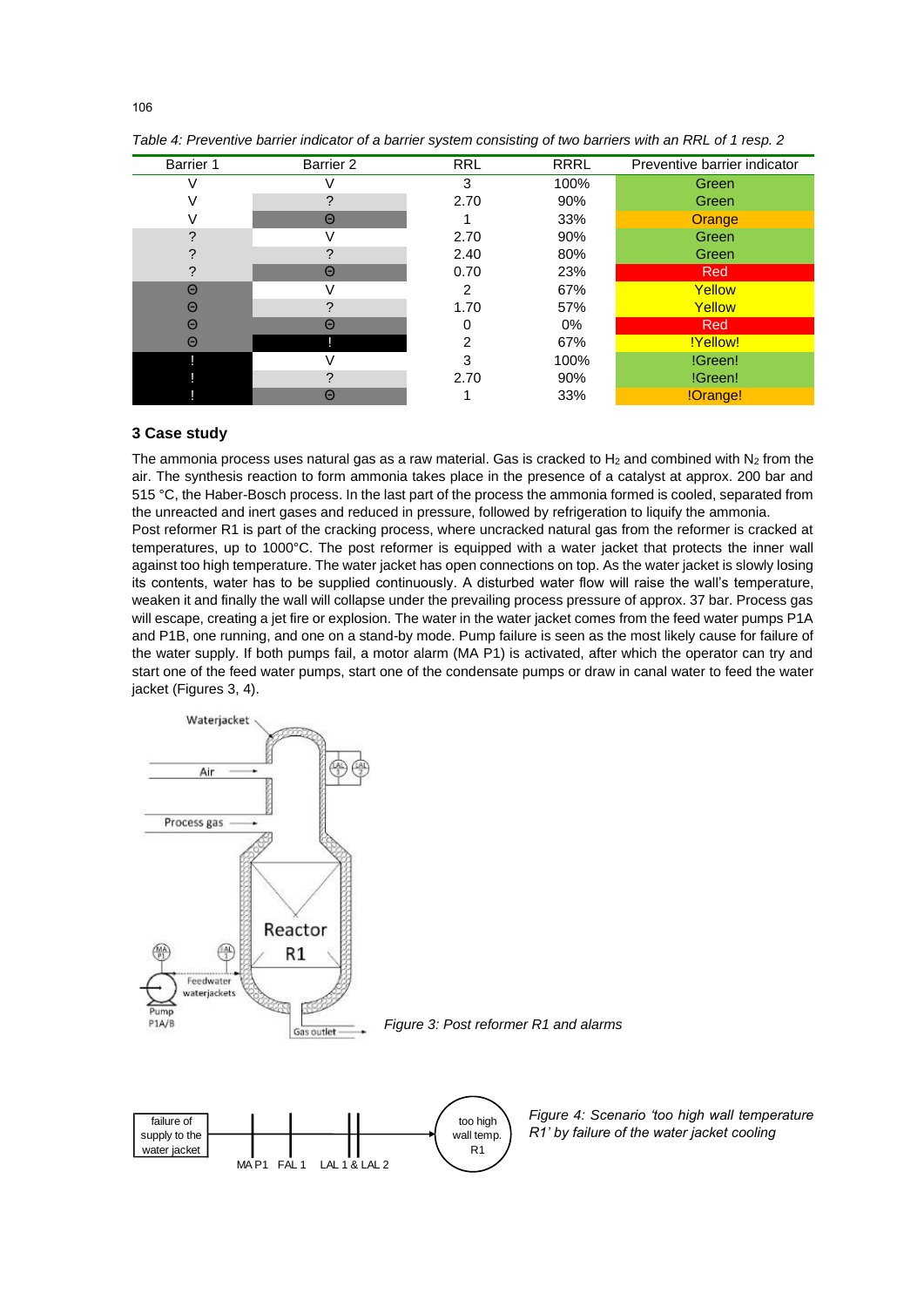*Table 4: Preventive barrier indicator of a barrier system consisting of two barriers with an RRL of 1 resp. 2*

| Barrier 1 | Barrier 2 | RRL | RRRL | Preventive barrier indicator |
|---|---|---|---|---|
| V | V | 3 | 100% | Green |
| V | ? | 2.70 | 90% | Green |
| V | ⊖ | 1 | 33% | Orange |
| ? | V | 2.70 | 90% | Green |
| ? | ? | 2.40 | 80% | Green |
| ? | ⊖ | 0.70 | 23% | Red |
| ⊖ | V | 2 | 67% | Yellow |
| ⊖ | ? | 1.70 | 57% | Yellow |
| ⊖ | ⊖ | 0 | 0% | Red |
| ⊖ | ! | 2 | 67% | !Yellow! |
| ! | V | 3 | 100% | !Green! |
| ! | ? | 2.70 | 90% | !Green! |
| ! | ⊖ | 1 | 33% | !Orange! |

## 3 Case study

The ammonia process uses natural gas as a raw material. Gas is cracked to $H_2$ and combined with $N_2$ from the air. The synthesis reaction to form ammonia takes place in the presence of a catalyst at approx. 200 bar and 515 °C, the Haber-Bosch process. In the last part of the process the ammonia formed is cooled, separated from the unreacted and inert gases and reduced in pressure, followed by refrigeration to liquify the ammonia.
Post reformer R1 is part of the cracking process, where uncracked natural gas from the reformer is cracked at temperatures, up to 1000°C. The post reformer is equipped with a water jacket that protects the inner wall against too high temperature. The water jacket has open connections on top. As the water jacket is slowly losing its contents, water has to be supplied continuously. A disturbed water flow will raise the wall's temperature, weaken it and finally the wall will collapse under the prevailing process pressure of approx. 37 bar. Process gas will escape, creating a jet fire or explosion. The water in the water jacket comes from the feed water pumps P1A and P1B, one running, and one on a stand-by mode. Pump failure is seen as the most likely cause for failure of the water supply. If both pumps fail, a motor alarm (MA P1) is activated, after which the operator can try and start one of the feed water pumps, start one of the condensate pumps or draw in canal water to feed the water jacket (Figures 3, 4).

*Figure 3: Post reformer R1 and alarms*

*Figure 4: Scenario 'too high wall temperature R1' by failure of the water jacket cooling*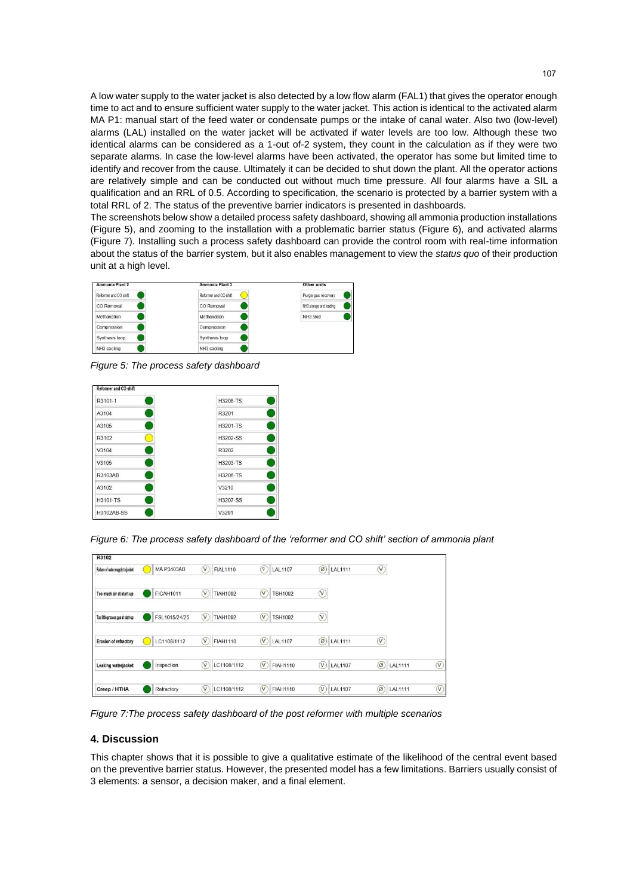A low water supply to the water jacket is also detected by a low flow alarm (FAL1) that gives the operator enough time to act and to ensure sufficient water supply to the water jacket. This action is identical to the activated alarm MA P1: manual start of the feed water or condensate pumps or the intake of canal water. Also two (low-level) alarms (LAL) installed on the water jacket will be activated if water levels are too low. Although these two identical alarms can be considered as a 1-out of-2 system, they count in the calculation as if they were two separate alarms. In case the low-level alarms have been activated, the operator has some but limited time to identify and recover from the cause. Ultimately it can be decided to shut down the plant. All the operator actions are relatively simple and can be conducted out without much time pressure. All four alarms have a SIL a qualification and an RRL of 0.5. According to specification, the scenario is protected by a barrier system with a total RRL of 2. The status of the preventive barrier indicators is presented in dashboards.

The screenshots below show a detailed process safety dashboard, showing all ammonia production installations (Figure 5), and zooming to the installation with a problematic barrier status (Figure 6), and activated alarms (Figure 7). Installing such a process safety dashboard can provide the control room with real-time information about the status of the barrier system, but it also enables management to view the *status quo* of their production unit at a high level.

| Ammonia Plant 2 | | Ammonia Plant 3 | | Other units | |
|---|---|---|---|---|---|
| Reformer and CO shift | green | Reformer and CO shift | yellow | Purge gas recovery | green |
| CO Removal | green | CO Removal | green | NH3 storage and loading | green |
| Methanation | green | Methanation | green | NH3 skid | green |
| Compression | green | Compression | green | | |
| Synthesis loop | green | Synthesis loop | green | | |
| NH3 cooling | green | NH3 cooling | green | | |

*Figure 5: The process safety dashboard*

| Reformer and CO shift | | | |
|---|---|---|---|
| R3101-1 | green | H3208-TS | green |
| A3104 | green | R3201 | green |
| A3105 | green | H3201-TS | green |
| R3102 | yellow | H3202-SS | green |
| V3104 | green | R3202 | green |
| V3105 | green | H3203-TS | green |
| R3103AB | green | H3206-TS | green |
| A3102 | green | V3210 | green |
| H3101-TS | green | H3207-SS | green |
| H3102AB-SS | green | V3201 | green |

*Figure 6: The process safety dashboard of the 'reformer and CO shift' section of ammonia plant*

| R3102 | | | | | | | | | | | |
|---|---|---|---|---|---|---|---|---|---|---|---|
| Failure of water supply to jacket | yellow | MA P3403AB | (V) | FIAL1110 | (?) | LAL1107 | (Ø) | LAL1111 | (V) | | |
| Too much air at start-up | green | FICAH1011 | (V) | TIAH1092 | (V) | TSH1092 | (V) | | | | |
| Too little process gas at start-up | green | FSL1015/24/25 | (V) | TIAH1092 | (V) | TSH1092 | (V) | | | | |
| Erosion of refractory | yellow | LC1108/1112 | (V) | FIAH1110 | (V) | LAL1107 | (Ø) | LAL1111 | (V) | | |
| Leaking waterjacket | green | Inspection | (V) | LC1108/1112 | (V) | FIAH1110 | (V) | LAL1107 | (Ø) | LAL1111 | (V) |
| Creep / HTHA | green | Refractory | (V) | LC1108/1112 | (V) | FIAH1110 | (V) | LAL1107 | (Ø) | LAL1111 | (V) |

*Figure 7:The process safety dashboard of the post reformer with multiple scenarios*

## 4. Discussion

This chapter shows that it is possible to give a qualitative estimate of the likelihood of the central event based on the preventive barrier status. However, the presented model has a few limitations. Barriers usually consist of 3 elements: a sensor, a decision maker, and a final element.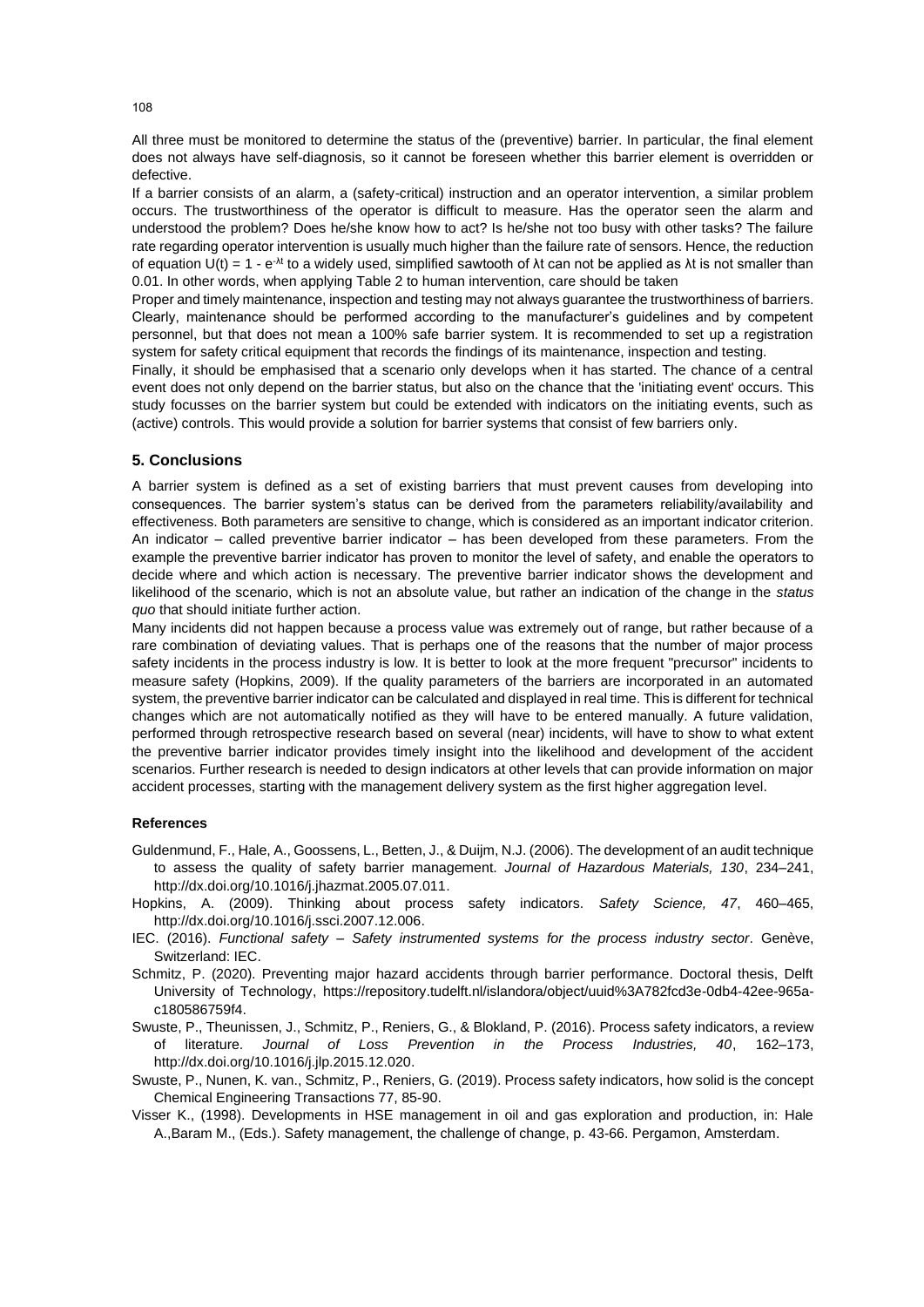All three must be monitored to determine the status of the (preventive) barrier. In particular, the final element does not always have self-diagnosis, so it cannot be foreseen whether this barrier element is overridden or defective.

If a barrier consists of an alarm, a (safety-critical) instruction and an operator intervention, a similar problem occurs. The trustworthiness of the operator is difficult to measure. Has the operator seen the alarm and understood the problem? Does he/she know how to act? Is he/she not too busy with other tasks? The failure rate regarding operator intervention is usually much higher than the failure rate of sensors. Hence, the reduction of equation $U(t) = 1 - e^{-\lambda t}$ to a widely used, simplified sawtooth of $\lambda t$ can not be applied as $\lambda t$ is not smaller than 0.01. In other words, when applying Table 2 to human intervention, care should be taken

Proper and timely maintenance, inspection and testing may not always guarantee the trustworthiness of barriers. Clearly, maintenance should be performed according to the manufacturer's guidelines and by competent personnel, but that does not mean a 100% safe barrier system. It is recommended to set up a registration system for safety critical equipment that records the findings of its maintenance, inspection and testing.

Finally, it should be emphasised that a scenario only develops when it has started. The chance of a central event does not only depend on the barrier status, but also on the chance that the 'initiating event' occurs. This study focusses on the barrier system but could be extended with indicators on the initiating events, such as (active) controls. This would provide a solution for barrier systems that consist of few barriers only.

## 5. Conclusions

A barrier system is defined as a set of existing barriers that must prevent causes from developing into consequences. The barrier system's status can be derived from the parameters reliability/availability and effectiveness. Both parameters are sensitive to change, which is considered as an important indicator criterion. An indicator – called preventive barrier indicator – has been developed from these parameters. From the example the preventive barrier indicator has proven to monitor the level of safety, and enable the operators to decide where and which action is necessary. The preventive barrier indicator shows the development and likelihood of the scenario, which is not an absolute value, but rather an indication of the change in the *status quo* that should initiate further action.

Many incidents did not happen because a process value was extremely out of range, but rather because of a rare combination of deviating values. That is perhaps one of the reasons that the number of major process safety incidents in the process industry is low. It is better to look at the more frequent "precursor" incidents to measure safety (Hopkins, 2009). If the quality parameters of the barriers are incorporated in an automated system, the preventive barrier indicator can be calculated and displayed in real time. This is different for technical changes which are not automatically notified as they will have to be entered manually. A future validation, performed through retrospective research based on several (near) incidents, will have to show to what extent the preventive barrier indicator provides timely insight into the likelihood and development of the accident scenarios. Further research is needed to design indicators at other levels that can provide information on major accident processes, starting with the management delivery system as the first higher aggregation level.

### References

Guldenmund, F., Hale, A., Goossens, L., Betten, J., & Duijm, N.J. (2006). The development of an audit technique to assess the quality of safety barrier management. *Journal of Hazardous Materials, 130*, 234–241, http://dx.doi.org/10.1016/j.jhazmat.2005.07.011.

Hopkins, A. (2009). Thinking about process safety indicators. *Safety Science, 47*, 460–465, http://dx.doi.org/10.1016/j.ssci.2007.12.006.

IEC. (2016). *Functional safety – Safety instrumented systems for the process industry sector*. Genève, Switzerland: IEC.

Schmitz, P. (2020). Preventing major hazard accidents through barrier performance. Doctoral thesis, Delft University of Technology, https://repository.tudelft.nl/islandora/object/uuid%3A782fcd3e-0db4-42ee-965a-c180586759f4.

Swuste, P., Theunissen, J., Schmitz, P., Reniers, G., & Blokland, P. (2016). Process safety indicators, a review of literature. *Journal of Loss Prevention in the Process Industries, 40*, 162–173, http://dx.doi.org/10.1016/j.jlp.2015.12.020.

Swuste, P., Nunen, K. van., Schmitz, P., Reniers, G. (2019). Process safety indicators, how solid is the concept Chemical Engineering Transactions 77, 85-90.

Visser K., (1998). Developments in HSE management in oil and gas exploration and production, in: Hale A.,Baram M., (Eds.). Safety management, the challenge of change, p. 43-66. Pergamon, Amsterdam.